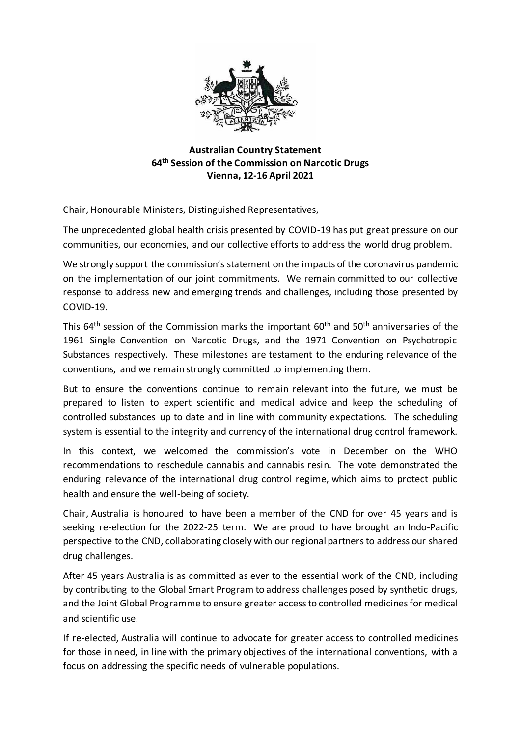**Australian Country Statement**
**64th Session of the Commission on Narcotic Drugs**
**Vienna, 12-16 April 2021**

Chair, Honourable Ministers, Distinguished Representatives,

The unprecedented global health crisis presented by COVID-19 has put great pressure on our communities, our economies, and our collective efforts to address the world drug problem.

We strongly support the commission's statement on the impacts of the coronavirus pandemic on the implementation of our joint commitments. We remain committed to our collective response to address new and emerging trends and challenges, including those presented by COVID-19.

This 64th session of the Commission marks the important 60th and 50th anniversaries of the 1961 Single Convention on Narcotic Drugs, and the 1971 Convention on Psychotropic Substances respectively. These milestones are testament to the enduring relevance of the conventions, and we remain strongly committed to implementing them.

But to ensure the conventions continue to remain relevant into the future, we must be prepared to listen to expert scientific and medical advice and keep the scheduling of controlled substances up to date and in line with community expectations. The scheduling system is essential to the integrity and currency of the international drug control framework.

In this context, we welcomed the commission's vote in December on the WHO recommendations to reschedule cannabis and cannabis resin. The vote demonstrated the enduring relevance of the international drug control regime, which aims to protect public health and ensure the well-being of society.

Chair, Australia is honoured to have been a member of the CND for over 45 years and is seeking re-election for the 2022-25 term. We are proud to have brought an Indo-Pacific perspective to the CND, collaborating closely with our regional partners to address our shared drug challenges.

After 45 years Australia is as committed as ever to the essential work of the CND, including by contributing to the Global Smart Program to address challenges posed by synthetic drugs, and the Joint Global Programme to ensure greater access to controlled medicines for medical and scientific use.

If re-elected, Australia will continue to advocate for greater access to controlled medicines for those in need, in line with the primary objectives of the international conventions, with a focus on addressing the specific needs of vulnerable populations.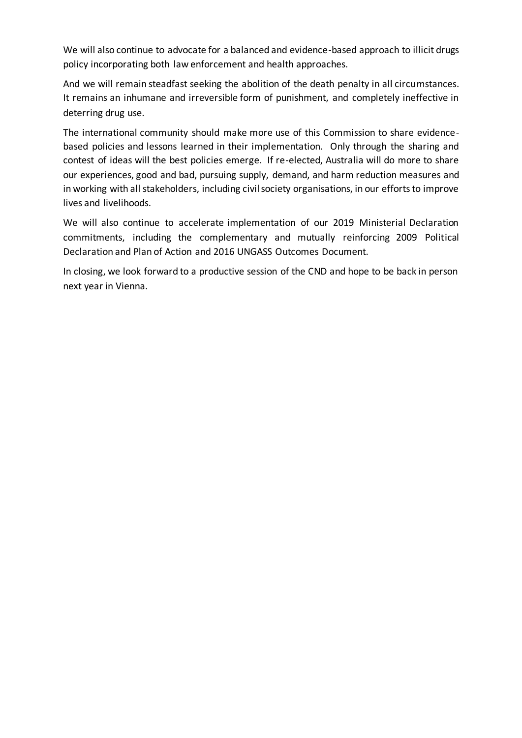We will also continue to advocate for a balanced and evidence-based approach to illicit drugs policy incorporating both law enforcement and health approaches.

And we will remain steadfast seeking the abolition of the death penalty in all circumstances. It remains an inhumane and irreversible form of punishment, and completely ineffective in deterring drug use.

The international community should make more use of this Commission to share evidence-based policies and lessons learned in their implementation. Only through the sharing and contest of ideas will the best policies emerge. If re-elected, Australia will do more to share our experiences, good and bad, pursuing supply, demand, and harm reduction measures and in working with all stakeholders, including civil society organisations, in our efforts to improve lives and livelihoods.

We will also continue to accelerate implementation of our 2019 Ministerial Declaration commitments, including the complementary and mutually reinforcing 2009 Political Declaration and Plan of Action and 2016 UNGASS Outcomes Document.

In closing, we look forward to a productive session of the CND and hope to be back in person next year in Vienna.